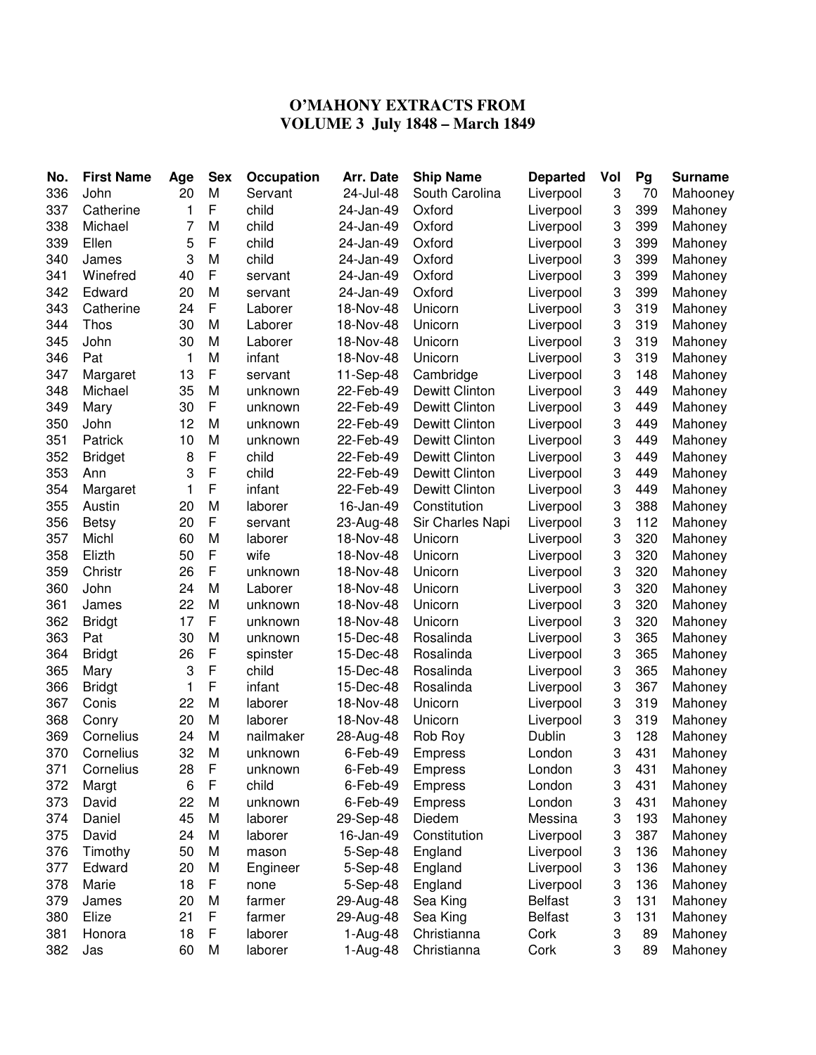# O'MAHONY EXTRACTS FROM
# VOLUME 3 July 1848 – March 1849

| No. | First Name | Age | Sex | Occupation | Arr. Date | Ship Name | Departed | Vol | Pg | Surname |
|---|---|---|---|---|---|---|---|---|---|---|
| 336 | John | 20 | M | Servant | 24-Jul-48 | South Carolina | Liverpool | 3 | 70 | Mahooney |
| 337 | Catherine | 1 | F | child | 24-Jan-49 | Oxford | Liverpool | 3 | 399 | Mahoney |
| 338 | Michael | 7 | M | child | 24-Jan-49 | Oxford | Liverpool | 3 | 399 | Mahoney |
| 339 | Ellen | 5 | F | child | 24-Jan-49 | Oxford | Liverpool | 3 | 399 | Mahoney |
| 340 | James | 3 | M | child | 24-Jan-49 | Oxford | Liverpool | 3 | 399 | Mahoney |
| 341 | Winefred | 40 | F | servant | 24-Jan-49 | Oxford | Liverpool | 3 | 399 | Mahoney |
| 342 | Edward | 20 | M | servant | 24-Jan-49 | Oxford | Liverpool | 3 | 399 | Mahoney |
| 343 | Catherine | 24 | F | Laborer | 18-Nov-48 | Unicorn | Liverpool | 3 | 319 | Mahoney |
| 344 | Thos | 30 | M | Laborer | 18-Nov-48 | Unicorn | Liverpool | 3 | 319 | Mahoney |
| 345 | John | 30 | M | Laborer | 18-Nov-48 | Unicorn | Liverpool | 3 | 319 | Mahoney |
| 346 | Pat | 1 | M | infant | 18-Nov-48 | Unicorn | Liverpool | 3 | 319 | Mahoney |
| 347 | Margaret | 13 | F | servant | 11-Sep-48 | Cambridge | Liverpool | 3 | 148 | Mahoney |
| 348 | Michael | 35 | M | unknown | 22-Feb-49 | Dewitt Clinton | Liverpool | 3 | 449 | Mahoney |
| 349 | Mary | 30 | F | unknown | 22-Feb-49 | Dewitt Clinton | Liverpool | 3 | 449 | Mahoney |
| 350 | John | 12 | M | unknown | 22-Feb-49 | Dewitt Clinton | Liverpool | 3 | 449 | Mahoney |
| 351 | Patrick | 10 | M | unknown | 22-Feb-49 | Dewitt Clinton | Liverpool | 3 | 449 | Mahoney |
| 352 | Bridget | 8 | F | child | 22-Feb-49 | Dewitt Clinton | Liverpool | 3 | 449 | Mahoney |
| 353 | Ann | 3 | F | child | 22-Feb-49 | Dewitt Clinton | Liverpool | 3 | 449 | Mahoney |
| 354 | Margaret | 1 | F | infant | 22-Feb-49 | Dewitt Clinton | Liverpool | 3 | 449 | Mahoney |
| 355 | Austin | 20 | M | laborer | 16-Jan-49 | Constitution | Liverpool | 3 | 388 | Mahoney |
| 356 | Betsy | 20 | F | servant | 23-Aug-48 | Sir Charles Napi | Liverpool | 3 | 112 | Mahoney |
| 357 | Michl | 60 | M | laborer | 18-Nov-48 | Unicorn | Liverpool | 3 | 320 | Mahoney |
| 358 | Elizth | 50 | F | wife | 18-Nov-48 | Unicorn | Liverpool | 3 | 320 | Mahoney |
| 359 | Christr | 26 | F | unknown | 18-Nov-48 | Unicorn | Liverpool | 3 | 320 | Mahoney |
| 360 | John | 24 | M | Laborer | 18-Nov-48 | Unicorn | Liverpool | 3 | 320 | Mahoney |
| 361 | James | 22 | M | unknown | 18-Nov-48 | Unicorn | Liverpool | 3 | 320 | Mahoney |
| 362 | Bridgt | 17 | F | unknown | 18-Nov-48 | Unicorn | Liverpool | 3 | 320 | Mahoney |
| 363 | Pat | 30 | M | unknown | 15-Dec-48 | Rosalinda | Liverpool | 3 | 365 | Mahoney |
| 364 | Bridgt | 26 | F | spinster | 15-Dec-48 | Rosalinda | Liverpool | 3 | 365 | Mahoney |
| 365 | Mary | 3 | F | child | 15-Dec-48 | Rosalinda | Liverpool | 3 | 365 | Mahoney |
| 366 | Bridgt | 1 | F | infant | 15-Dec-48 | Rosalinda | Liverpool | 3 | 367 | Mahoney |
| 367 | Conis | 22 | M | laborer | 18-Nov-48 | Unicorn | Liverpool | 3 | 319 | Mahoney |
| 368 | Conry | 20 | M | laborer | 18-Nov-48 | Unicorn | Liverpool | 3 | 319 | Mahoney |
| 369 | Cornelius | 24 | M | nailmaker | 28-Aug-48 | Rob Roy | Dublin | 3 | 128 | Mahoney |
| 370 | Cornelius | 32 | M | unknown | 6-Feb-49 | Empress | London | 3 | 431 | Mahoney |
| 371 | Cornelius | 28 | F | unknown | 6-Feb-49 | Empress | London | 3 | 431 | Mahoney |
| 372 | Margt | 6 | F | child | 6-Feb-49 | Empress | London | 3 | 431 | Mahoney |
| 373 | David | 22 | M | unknown | 6-Feb-49 | Empress | London | 3 | 431 | Mahoney |
| 374 | Daniel | 45 | M | laborer | 29-Sep-48 | Diedem | Messina | 3 | 193 | Mahoney |
| 375 | David | 24 | M | laborer | 16-Jan-49 | Constitution | Liverpool | 3 | 387 | Mahoney |
| 376 | Timothy | 50 | M | mason | 5-Sep-48 | England | Liverpool | 3 | 136 | Mahoney |
| 377 | Edward | 20 | M | Engineer | 5-Sep-48 | England | Liverpool | 3 | 136 | Mahoney |
| 378 | Marie | 18 | F | none | 5-Sep-48 | England | Liverpool | 3 | 136 | Mahoney |
| 379 | James | 20 | M | farmer | 29-Aug-48 | Sea King | Belfast | 3 | 131 | Mahoney |
| 380 | Elize | 21 | F | farmer | 29-Aug-48 | Sea King | Belfast | 3 | 131 | Mahoney |
| 381 | Honora | 18 | F | laborer | 1-Aug-48 | Christianna | Cork | 3 | 89 | Mahoney |
| 382 | Jas | 60 | M | laborer | 1-Aug-48 | Christianna | Cork | 3 | 89 | Mahoney |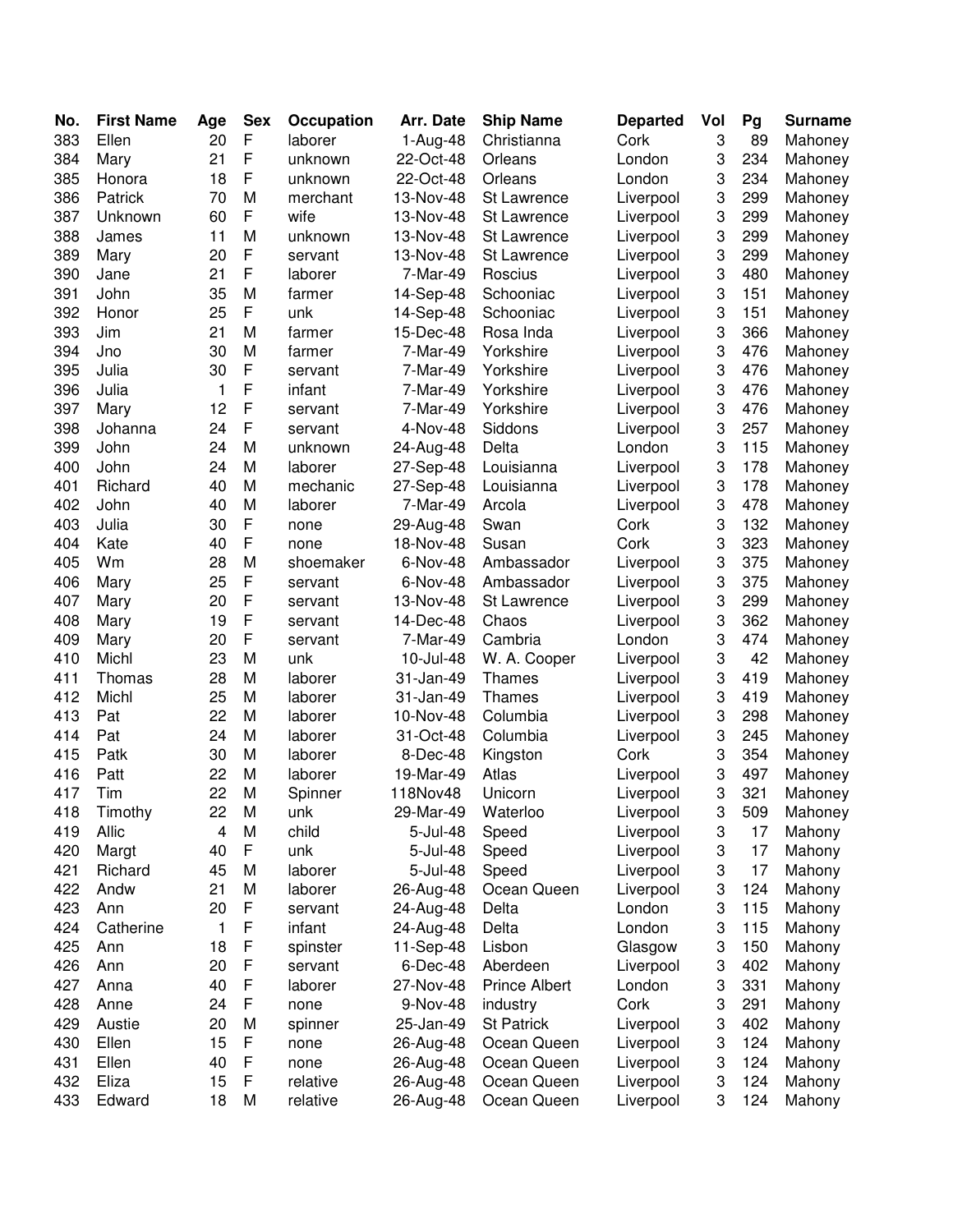| No. | First Name | Age | Sex | Occupation | Arr. Date | Ship Name | Departed | Vol | Pg | Surname |
|---|---|---|---|---|---|---|---|---|---|---|
| 383 | Ellen | 20 | F | laborer | 1-Aug-48 | Christianna | Cork | 3 | 89 | Mahoney |
| 384 | Mary | 21 | F | unknown | 22-Oct-48 | Orleans | London | 3 | 234 | Mahoney |
| 385 | Honora | 18 | F | unknown | 22-Oct-48 | Orleans | London | 3 | 234 | Mahoney |
| 386 | Patrick | 70 | M | merchant | 13-Nov-48 | St Lawrence | Liverpool | 3 | 299 | Mahoney |
| 387 | Unknown | 60 | F | wife | 13-Nov-48 | St Lawrence | Liverpool | 3 | 299 | Mahoney |
| 388 | James | 11 | M | unknown | 13-Nov-48 | St Lawrence | Liverpool | 3 | 299 | Mahoney |
| 389 | Mary | 20 | F | servant | 13-Nov-48 | St Lawrence | Liverpool | 3 | 299 | Mahoney |
| 390 | Jane | 21 | F | laborer | 7-Mar-49 | Roscius | Liverpool | 3 | 480 | Mahoney |
| 391 | John | 35 | M | farmer | 14-Sep-48 | Schooniac | Liverpool | 3 | 151 | Mahoney |
| 392 | Honor | 25 | F | unk | 14-Sep-48 | Schooniac | Liverpool | 3 | 151 | Mahoney |
| 393 | Jim | 21 | M | farmer | 15-Dec-48 | Rosa Inda | Liverpool | 3 | 366 | Mahoney |
| 394 | Jno | 30 | M | farmer | 7-Mar-49 | Yorkshire | Liverpool | 3 | 476 | Mahoney |
| 395 | Julia | 30 | F | servant | 7-Mar-49 | Yorkshire | Liverpool | 3 | 476 | Mahoney |
| 396 | Julia | 1 | F | infant | 7-Mar-49 | Yorkshire | Liverpool | 3 | 476 | Mahoney |
| 397 | Mary | 12 | F | servant | 7-Mar-49 | Yorkshire | Liverpool | 3 | 476 | Mahoney |
| 398 | Johanna | 24 | F | servant | 4-Nov-48 | Siddons | Liverpool | 3 | 257 | Mahoney |
| 399 | John | 24 | M | unknown | 24-Aug-48 | Delta | London | 3 | 115 | Mahoney |
| 400 | John | 24 | M | laborer | 27-Sep-48 | Louisianna | Liverpool | 3 | 178 | Mahoney |
| 401 | Richard | 40 | M | mechanic | 27-Sep-48 | Louisianna | Liverpool | 3 | 178 | Mahoney |
| 402 | John | 40 | M | laborer | 7-Mar-49 | Arcola | Liverpool | 3 | 478 | Mahoney |
| 403 | Julia | 30 | F | none | 29-Aug-48 | Swan | Cork | 3 | 132 | Mahoney |
| 404 | Kate | 40 | F | none | 18-Nov-48 | Susan | Cork | 3 | 323 | Mahoney |
| 405 | Wm | 28 | M | shoemaker | 6-Nov-48 | Ambassador | Liverpool | 3 | 375 | Mahoney |
| 406 | Mary | 25 | F | servant | 6-Nov-48 | Ambassador | Liverpool | 3 | 375 | Mahoney |
| 407 | Mary | 20 | F | servant | 13-Nov-48 | St Lawrence | Liverpool | 3 | 299 | Mahoney |
| 408 | Mary | 19 | F | servant | 14-Dec-48 | Chaos | Liverpool | 3 | 362 | Mahoney |
| 409 | Mary | 20 | F | servant | 7-Mar-49 | Cambria | London | 3 | 474 | Mahoney |
| 410 | Michl | 23 | M | unk | 10-Jul-48 | W. A. Cooper | Liverpool | 3 | 42 | Mahoney |
| 411 | Thomas | 28 | M | laborer | 31-Jan-49 | Thames | Liverpool | 3 | 419 | Mahoney |
| 412 | Michl | 25 | M | laborer | 31-Jan-49 | Thames | Liverpool | 3 | 419 | Mahoney |
| 413 | Pat | 22 | M | laborer | 10-Nov-48 | Columbia | Liverpool | 3 | 298 | Mahoney |
| 414 | Pat | 24 | M | laborer | 31-Oct-48 | Columbia | Liverpool | 3 | 245 | Mahoney |
| 415 | Patk | 30 | M | laborer | 8-Dec-48 | Kingston | Cork | 3 | 354 | Mahoney |
| 416 | Patt | 22 | M | laborer | 19-Mar-49 | Atlas | Liverpool | 3 | 497 | Mahoney |
| 417 | Tim | 22 | M | Spinner | 118Nov48 | Unicorn | Liverpool | 3 | 321 | Mahoney |
| 418 | Timothy | 22 | M | unk | 29-Mar-49 | Waterloo | Liverpool | 3 | 509 | Mahoney |
| 419 | Allic | 4 | M | child | 5-Jul-48 | Speed | Liverpool | 3 | 17 | Mahony |
| 420 | Margt | 40 | F | unk | 5-Jul-48 | Speed | Liverpool | 3 | 17 | Mahony |
| 421 | Richard | 45 | M | laborer | 5-Jul-48 | Speed | Liverpool | 3 | 17 | Mahony |
| 422 | Andw | 21 | M | laborer | 26-Aug-48 | Ocean Queen | Liverpool | 3 | 124 | Mahony |
| 423 | Ann | 20 | F | servant | 24-Aug-48 | Delta | London | 3 | 115 | Mahony |
| 424 | Catherine | 1 | F | infant | 24-Aug-48 | Delta | London | 3 | 115 | Mahony |
| 425 | Ann | 18 | F | spinster | 11-Sep-48 | Lisbon | Glasgow | 3 | 150 | Mahony |
| 426 | Ann | 20 | F | servant | 6-Dec-48 | Aberdeen | Liverpool | 3 | 402 | Mahony |
| 427 | Anna | 40 | F | laborer | 27-Nov-48 | Prince Albert | London | 3 | 331 | Mahony |
| 428 | Anne | 24 | F | none | 9-Nov-48 | industry | Cork | 3 | 291 | Mahony |
| 429 | Austie | 20 | M | spinner | 25-Jan-49 | St Patrick | Liverpool | 3 | 402 | Mahony |
| 430 | Ellen | 15 | F | none | 26-Aug-48 | Ocean Queen | Liverpool | 3 | 124 | Mahony |
| 431 | Ellen | 40 | F | none | 26-Aug-48 | Ocean Queen | Liverpool | 3 | 124 | Mahony |
| 432 | Eliza | 15 | F | relative | 26-Aug-48 | Ocean Queen | Liverpool | 3 | 124 | Mahony |
| 433 | Edward | 18 | M | relative | 26-Aug-48 | Ocean Queen | Liverpool | 3 | 124 | Mahony |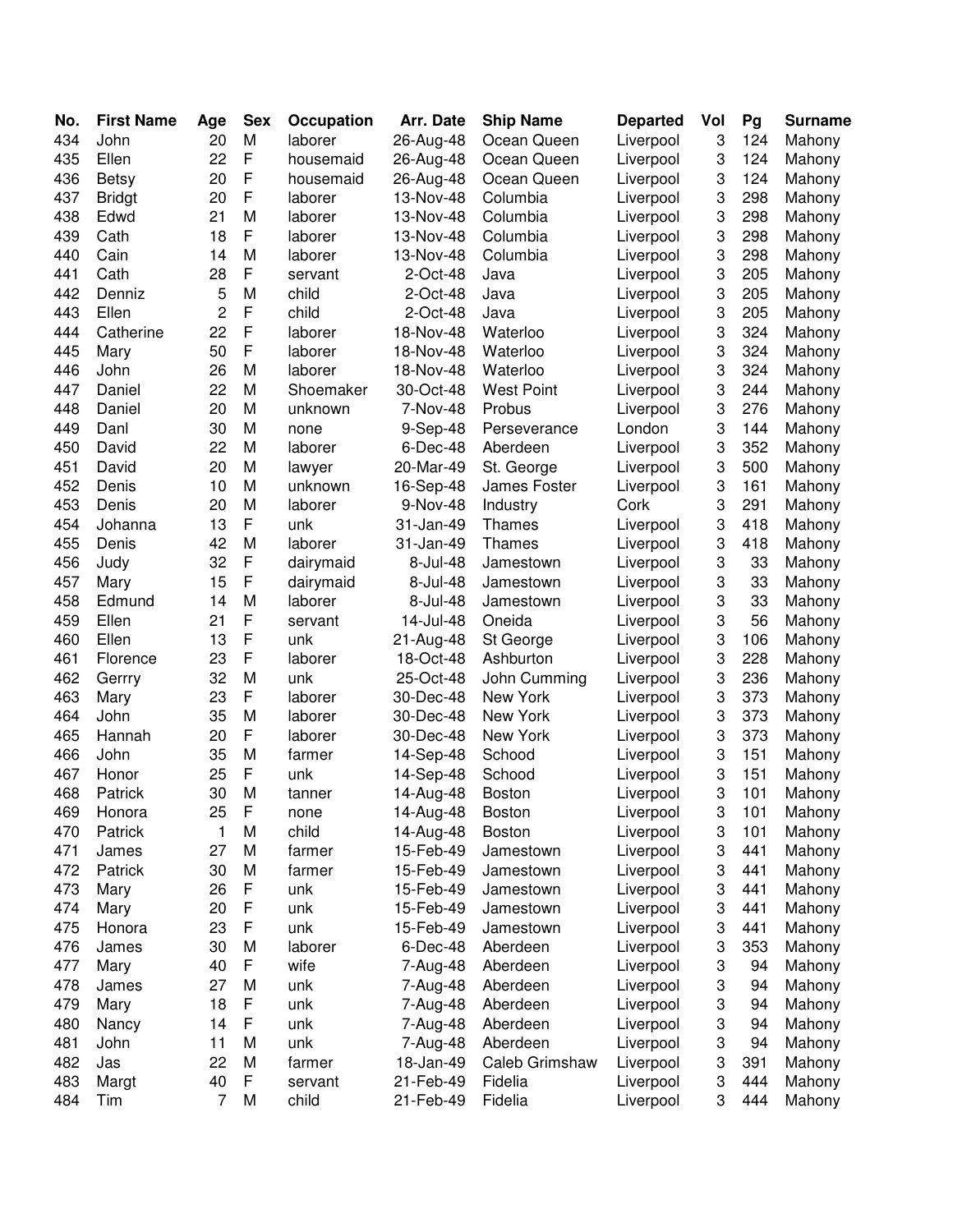| No. | First Name | Age | Sex | Occupation | Arr. Date | Ship Name | Departed | Vol | Pg | Surname |
|---|---|---|---|---|---|---|---|---|---|---|
| 434 | John | 20 | M | laborer | 26-Aug-48 | Ocean Queen | Liverpool | 3 | 124 | Mahony |
| 435 | Ellen | 22 | F | housemaid | 26-Aug-48 | Ocean Queen | Liverpool | 3 | 124 | Mahony |
| 436 | Betsy | 20 | F | housemaid | 26-Aug-48 | Ocean Queen | Liverpool | 3 | 124 | Mahony |
| 437 | Bridgt | 20 | F | laborer | 13-Nov-48 | Columbia | Liverpool | 3 | 298 | Mahony |
| 438 | Edwd | 21 | M | laborer | 13-Nov-48 | Columbia | Liverpool | 3 | 298 | Mahony |
| 439 | Cath | 18 | F | laborer | 13-Nov-48 | Columbia | Liverpool | 3 | 298 | Mahony |
| 440 | Cain | 14 | M | laborer | 13-Nov-48 | Columbia | Liverpool | 3 | 298 | Mahony |
| 441 | Cath | 28 | F | servant | 2-Oct-48 | Java | Liverpool | 3 | 205 | Mahony |
| 442 | Denniz | 5 | M | child | 2-Oct-48 | Java | Liverpool | 3 | 205 | Mahony |
| 443 | Ellen | 2 | F | child | 2-Oct-48 | Java | Liverpool | 3 | 205 | Mahony |
| 444 | Catherine | 22 | F | laborer | 18-Nov-48 | Waterloo | Liverpool | 3 | 324 | Mahony |
| 445 | Mary | 50 | F | laborer | 18-Nov-48 | Waterloo | Liverpool | 3 | 324 | Mahony |
| 446 | John | 26 | M | laborer | 18-Nov-48 | Waterloo | Liverpool | 3 | 324 | Mahony |
| 447 | Daniel | 22 | M | Shoemaker | 30-Oct-48 | West Point | Liverpool | 3 | 244 | Mahony |
| 448 | Daniel | 20 | M | unknown | 7-Nov-48 | Probus | Liverpool | 3 | 276 | Mahony |
| 449 | Danl | 30 | M | none | 9-Sep-48 | Perseverance | London | 3 | 144 | Mahony |
| 450 | David | 22 | M | laborer | 6-Dec-48 | Aberdeen | Liverpool | 3 | 352 | Mahony |
| 451 | David | 20 | M | lawyer | 20-Mar-49 | St. George | Liverpool | 3 | 500 | Mahony |
| 452 | Denis | 10 | M | unknown | 16-Sep-48 | James Foster | Liverpool | 3 | 161 | Mahony |
| 453 | Denis | 20 | M | laborer | 9-Nov-48 | Industry | Cork | 3 | 291 | Mahony |
| 454 | Johanna | 13 | F | unk | 31-Jan-49 | Thames | Liverpool | 3 | 418 | Mahony |
| 455 | Denis | 42 | M | laborer | 31-Jan-49 | Thames | Liverpool | 3 | 418 | Mahony |
| 456 | Judy | 32 | F | dairymaid | 8-Jul-48 | Jamestown | Liverpool | 3 | 33 | Mahony |
| 457 | Mary | 15 | F | dairymaid | 8-Jul-48 | Jamestown | Liverpool | 3 | 33 | Mahony |
| 458 | Edmund | 14 | M | laborer | 8-Jul-48 | Jamestown | Liverpool | 3 | 33 | Mahony |
| 459 | Ellen | 21 | F | servant | 14-Jul-48 | Oneida | Liverpool | 3 | 56 | Mahony |
| 460 | Ellen | 13 | F | unk | 21-Aug-48 | St George | Liverpool | 3 | 106 | Mahony |
| 461 | Florence | 23 | F | laborer | 18-Oct-48 | Ashburton | Liverpool | 3 | 228 | Mahony |
| 462 | Gerrry | 32 | M | unk | 25-Oct-48 | John Cumming | Liverpool | 3 | 236 | Mahony |
| 463 | Mary | 23 | F | laborer | 30-Dec-48 | New York | Liverpool | 3 | 373 | Mahony |
| 464 | John | 35 | M | laborer | 30-Dec-48 | New York | Liverpool | 3 | 373 | Mahony |
| 465 | Hannah | 20 | F | laborer | 30-Dec-48 | New York | Liverpool | 3 | 373 | Mahony |
| 466 | John | 35 | M | farmer | 14-Sep-48 | School | Liverpool | 3 | 151 | Mahony |
| 467 | Honor | 25 | F | unk | 14-Sep-48 | School | Liverpool | 3 | 151 | Mahony |
| 468 | Patrick | 30 | M | tanner | 14-Aug-48 | Boston | Liverpool | 3 | 101 | Mahony |
| 469 | Honora | 25 | F | none | 14-Aug-48 | Boston | Liverpool | 3 | 101 | Mahony |
| 470 | Patrick | 1 | M | child | 14-Aug-48 | Boston | Liverpool | 3 | 101 | Mahony |
| 471 | James | 27 | M | farmer | 15-Feb-49 | Jamestown | Liverpool | 3 | 441 | Mahony |
| 472 | Patrick | 30 | M | farmer | 15-Feb-49 | Jamestown | Liverpool | 3 | 441 | Mahony |
| 473 | Mary | 26 | F | unk | 15-Feb-49 | Jamestown | Liverpool | 3 | 441 | Mahony |
| 474 | Mary | 20 | F | unk | 15-Feb-49 | Jamestown | Liverpool | 3 | 441 | Mahony |
| 475 | Honora | 23 | F | unk | 15-Feb-49 | Jamestown | Liverpool | 3 | 441 | Mahony |
| 476 | James | 30 | M | laborer | 6-Dec-48 | Aberdeen | Liverpool | 3 | 353 | Mahony |
| 477 | Mary | 40 | F | wife | 7-Aug-48 | Aberdeen | Liverpool | 3 | 94 | Mahony |
| 478 | James | 27 | M | unk | 7-Aug-48 | Aberdeen | Liverpool | 3 | 94 | Mahony |
| 479 | Mary | 18 | F | unk | 7-Aug-48 | Aberdeen | Liverpool | 3 | 94 | Mahony |
| 480 | Nancy | 14 | F | unk | 7-Aug-48 | Aberdeen | Liverpool | 3 | 94 | Mahony |
| 481 | John | 11 | M | unk | 7-Aug-48 | Aberdeen | Liverpool | 3 | 94 | Mahony |
| 482 | Jas | 22 | M | farmer | 18-Jan-49 | Caleb Grimshaw | Liverpool | 3 | 391 | Mahony |
| 483 | Margt | 40 | F | servant | 21-Feb-49 | Fidelia | Liverpool | 3 | 444 | Mahony |
| 484 | Tim | 7 | M | child | 21-Feb-49 | Fidelia | Liverpool | 3 | 444 | Mahony |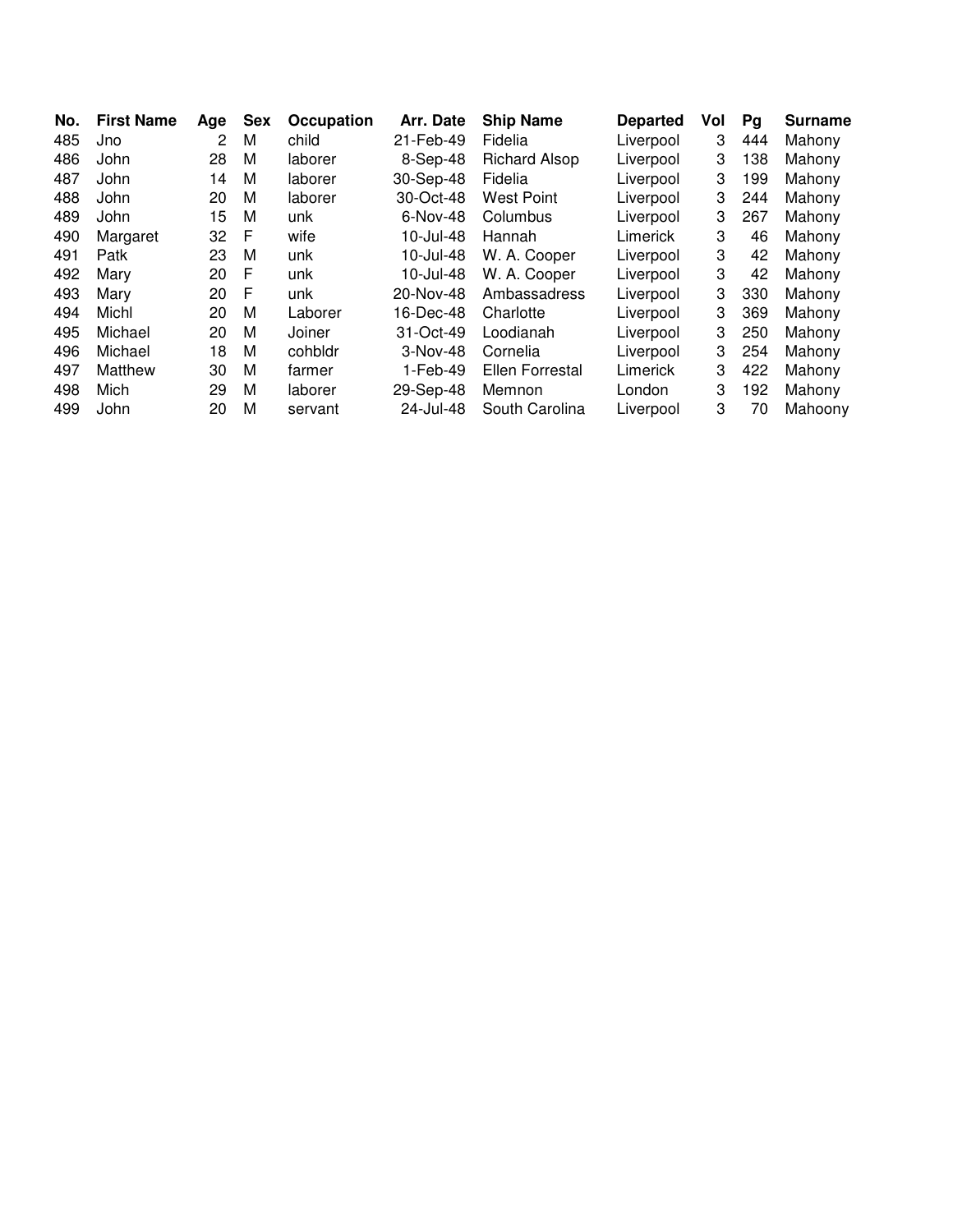| No. | First Name | Age | Sex | Occupation | Arr. Date | Ship Name | Departed | Vol | Pg | Surname |
|---|---|---|---|---|---|---|---|---|---|---|
| 485 | Jno | 2 | M | child | 21-Feb-49 | Fidelia | Liverpool | 3 | 444 | Mahony |
| 486 | John | 28 | M | laborer | 8-Sep-48 | Richard Alsop | Liverpool | 3 | 138 | Mahony |
| 487 | John | 14 | M | laborer | 30-Sep-48 | Fidelia | Liverpool | 3 | 199 | Mahony |
| 488 | John | 20 | M | laborer | 30-Oct-48 | West Point | Liverpool | 3 | 244 | Mahony |
| 489 | John | 15 | M | unk | 6-Nov-48 | Columbus | Liverpool | 3 | 267 | Mahony |
| 490 | Margaret | 32 | F | wife | 10-Jul-48 | Hannah | Limerick | 3 | 46 | Mahony |
| 491 | Patk | 23 | M | unk | 10-Jul-48 | W. A. Cooper | Liverpool | 3 | 42 | Mahony |
| 492 | Mary | 20 | F | unk | 10-Jul-48 | W. A. Cooper | Liverpool | 3 | 42 | Mahony |
| 493 | Mary | 20 | F | unk | 20-Nov-48 | Ambassadress | Liverpool | 3 | 330 | Mahony |
| 494 | Michl | 20 | M | Laborer | 16-Dec-48 | Charlotte | Liverpool | 3 | 369 | Mahony |
| 495 | Michael | 20 | M | Joiner | 31-Oct-49 | Loodianah | Liverpool | 3 | 250 | Mahony |
| 496 | Michael | 18 | M | cohbldr | 3-Nov-48 | Cornelia | Liverpool | 3 | 254 | Mahony |
| 497 | Matthew | 30 | M | farmer | 1-Feb-49 | Ellen Forrestal | Limerick | 3 | 422 | Mahony |
| 498 | Mich | 29 | M | laborer | 29-Sep-48 | Memnon | London | 3 | 192 | Mahony |
| 499 | John | 20 | M | servant | 24-Jul-48 | South Carolina | Liverpool | 3 | 70 | Mahoony |